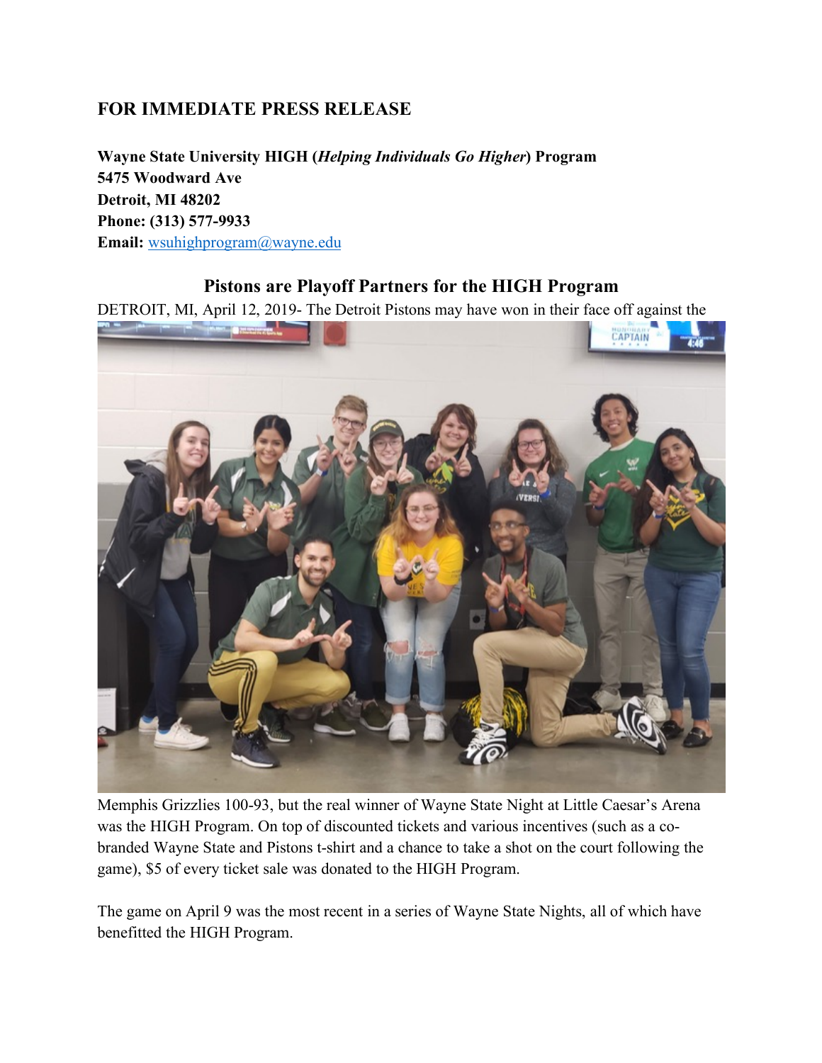## FOR IMMEDIATE PRESS RELEASE

**Wayne State University HIGH (*Helping Individuals Go Higher*) Program**
**5475 Woodward Ave**
**Detroit, MI 48202**
**Phone: (313) 577-9933**
**Email:** wsuhighprogram@wayne.edu

### Pistons are Playoff Partners for the HIGH Program

DETROIT, MI, April 12, 2019- The Detroit Pistons may have won in their face off against the Memphis Grizzlies 100-93, but the real winner of Wayne State Night at Little Caesar's Arena was the HIGH Program. On top of discounted tickets and various incentives (such as a co-branded Wayne State and Pistons t-shirt and a chance to take a shot on the court following the game), $5 of every ticket sale was donated to the HIGH Program.

The game on April 9 was the most recent in a series of Wayne State Nights, all of which have benefitted the HIGH Program.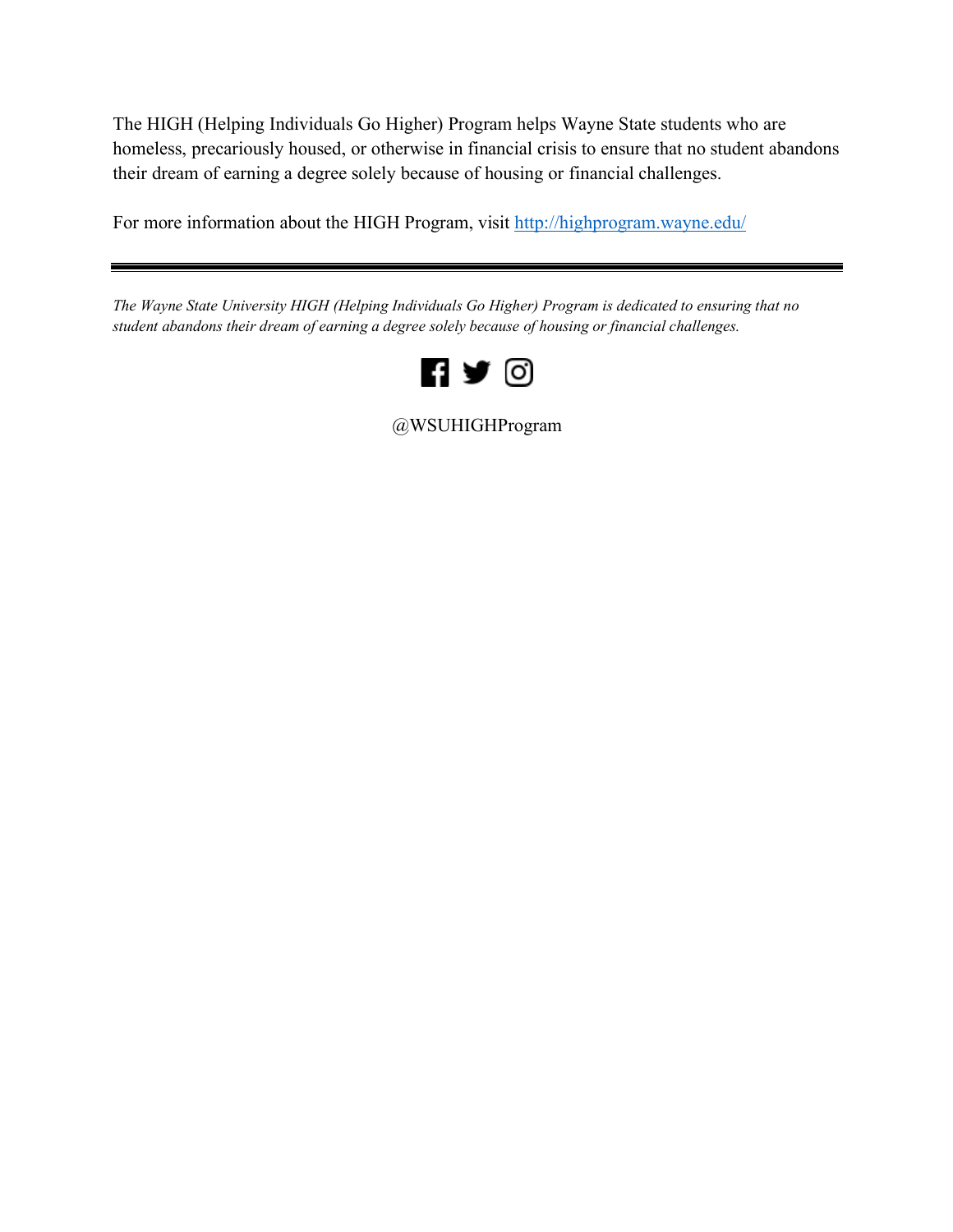The HIGH (Helping Individuals Go Higher) Program helps Wayne State students who are homeless, precariously housed, or otherwise in financial crisis to ensure that no student abandons their dream of earning a degree solely because of housing or financial challenges.

For more information about the HIGH Program, visit [http://highprogram.wayne.edu/](http://highprogram.wayne.edu/)

---

*The Wayne State University HIGH (Helping Individuals Go Higher) Program is dedicated to ensuring that no student abandons their dream of earning a degree solely because of housing or financial challenges.*

@WSUHIGHProgram